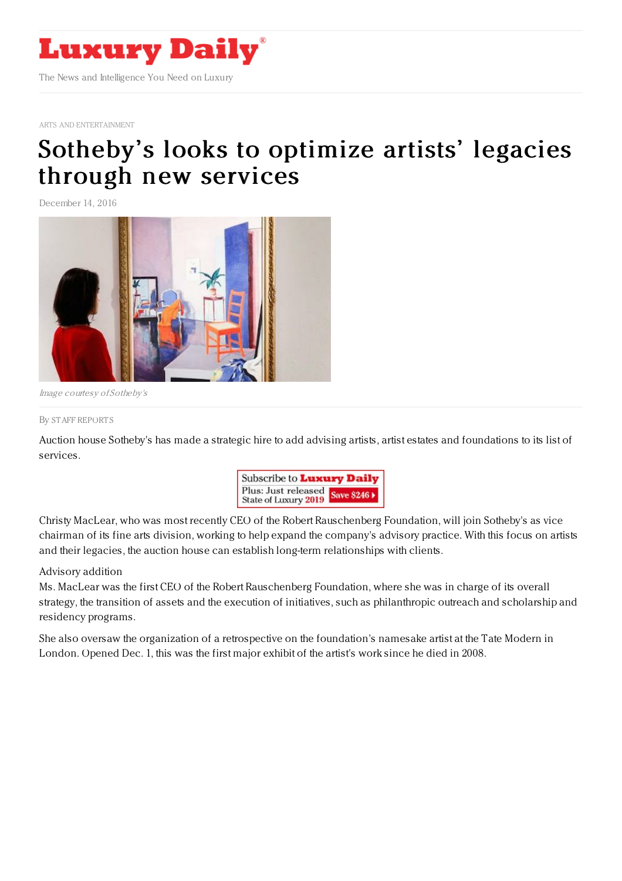# Sotheby's looks to optimize artists' legacies through new services

ARTS AND ENTERTAINMENT

December 14, 2016

*Image courtesy of Sotheby's*

By STAFF REPORTS

Auction house Sotheby's has made a strategic hire to add advising artists, artist estates and foundations to its list of services.

Christy MacLear, who was most recently CEO of the Robert Rauschenberg Foundation, will join Sotheby's as vice chairman of its fine arts division, working to help expand the company's advisory practice. With this focus on artists and their legacies, the auction house can establish long-term relationships with clients.

Advisory addition

Ms. MacLear was the first CEO of the Robert Rauschenberg Foundation, where she was in charge of its overall strategy, the transition of assets and the execution of initiatives, such as philanthropic outreach and scholarship and residency programs.

She also oversaw the organization of a retrospective on the foundation's namesake artist at the Tate Modern in London. Opened Dec. 1, this was the first major exhibit of the artist's work since he died in 2008.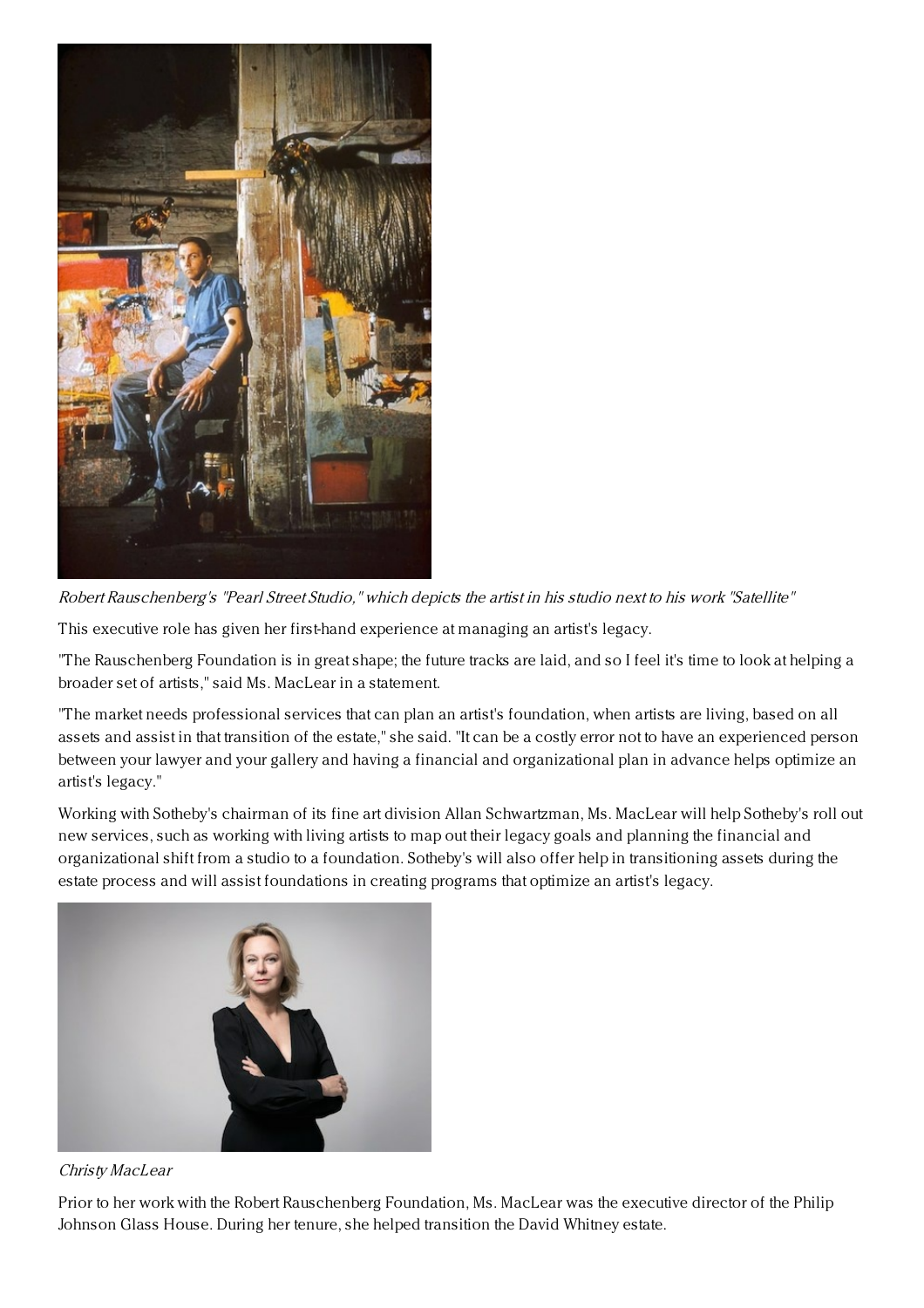*Robert Rauschenberg's "Pearl Street Studio," which depicts the artist in his studio next to his work "Satellite"*

This executive role has given her first-hand experience at managing an artist's legacy.

"The Rauschenberg Foundation is in great shape; the future tracks are laid, and so I feel it's time to look at helping a broader set of artists," said Ms. MacLear in a statement.

"The market needs professional services that can plan an artist's foundation, when artists are living, based on all assets and assist in that transition of the estate," she said. "It can be a costly error not to have an experienced person between your lawyer and your gallery and having a financial and organizational plan in advance helps optimize an artist's legacy."

Working with Sotheby's chairman of its fine art division Allan Schwartzman, Ms. MacLear will help Sotheby's roll out new services, such as working with living artists to map out their legacy goals and planning the financial and organizational shift from a studio to a foundation. Sotheby's will also offer help in transitioning assets during the estate process and will assist foundations in creating programs that optimize an artist's legacy.

*Christy MacLear*

Prior to her work with the Robert Rauschenberg Foundation, Ms. MacLear was the executive director of the Philip Johnson Glass House. During her tenure, she helped transition the David Whitney estate.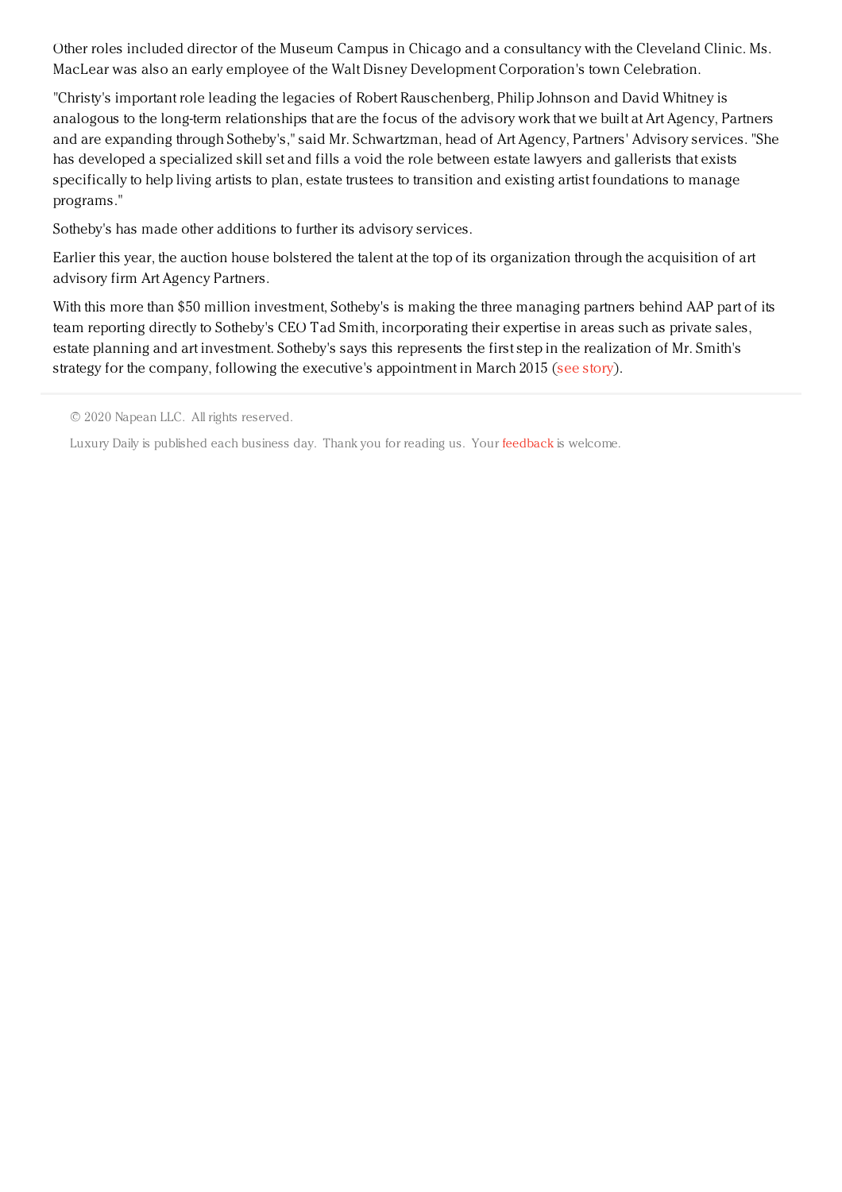Other roles included director of the Museum Campus in Chicago and a consultancy with the Cleveland Clinic. Ms. MacLear was also an early employee of the Walt Disney Development Corporation's town Celebration.

"Christy's important role leading the legacies of Robert Rauschenberg, Philip Johnson and David Whitney is analogous to the long-term relationships that are the focus of the advisory work that we built at Art Agency, Partners and are expanding through Sotheby's," said Mr. Schwartzman, head of Art Agency, Partners' Advisory services. "She has developed a specialized skill set and fills a void the role between estate lawyers and gallerists that exists specifically to help living artists to plan, estate trustees to transition and existing artist foundations to manage programs."

Sotheby's has made other additions to further its advisory services.

Earlier this year, the auction house bolstered the talent at the top of its organization through the acquisition of art advisory firm Art Agency Partners.

With this more than $50 million investment, Sotheby's is making the three managing partners behind AAP part of its team reporting directly to Sotheby's CEO Tad Smith, incorporating their expertise in areas such as private sales, estate planning and art investment. Sotheby's says this represents the first step in the realization of Mr. Smith's strategy for the company, following the executive's appointment in March 2015 (see story).

© 2020 Napean LLC. All rights reserved.

Luxury Daily is published each business day. Thank you for reading us. Your feedback is welcome.